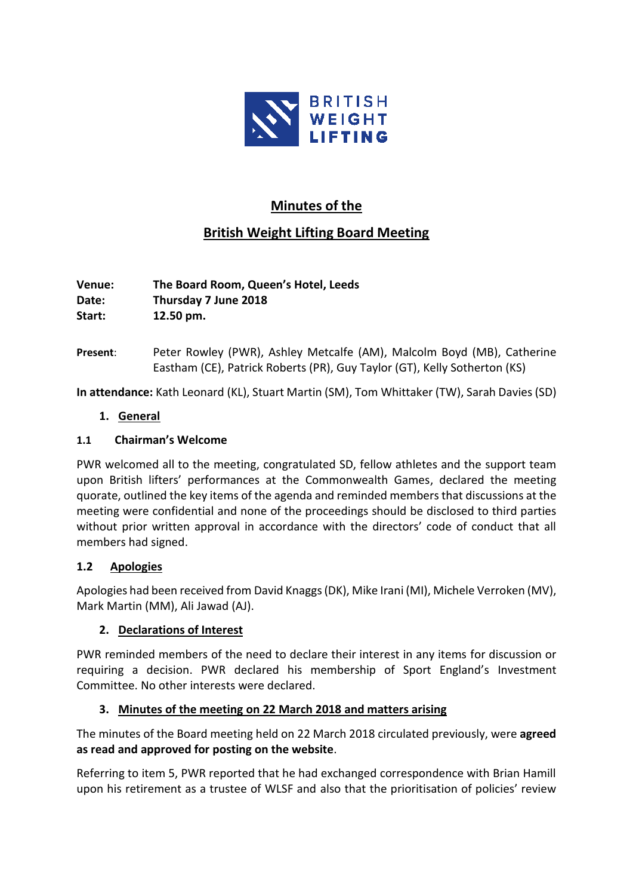BRITISH WEIGHT LIFTING

# Minutes of the

# British Weight Lifting Board Meeting

**Venue:** **The Board Room, Queen's Hotel, Leeds**
**Date:** **Thursday 7 June 2018**
**Start:** **12.50 pm.**

**Present**: Peter Rowley (PWR), Ashley Metcalfe (AM), Malcolm Boyd (MB), Catherine Eastham (CE), Patrick Roberts (PR), Guy Taylor (GT), Kelly Sotherton (KS)

**In attendance:** Kath Leonard (KL), Stuart Martin (SM), Tom Whittaker (TW), Sarah Davies (SD)

## 1. General

### 1.1 Chairman's Welcome

PWR welcomed all to the meeting, congratulated SD, fellow athletes and the support team upon British lifters' performances at the Commonwealth Games, declared the meeting quorate, outlined the key items of the agenda and reminded members that discussions at the meeting were confidential and none of the proceedings should be disclosed to third parties without prior written approval in accordance with the directors' code of conduct that all members had signed.

### 1.2 Apologies

Apologies had been received from David Knaggs (DK), Mike Irani (MI), Michele Verroken (MV), Mark Martin (MM), Ali Jawad (AJ).

## 2. Declarations of Interest

PWR reminded members of the need to declare their interest in any items for discussion or requiring a decision. PWR declared his membership of Sport England's Investment Committee. No other interests were declared.

## 3. Minutes of the meeting on 22 March 2018 and matters arising

The minutes of the Board meeting held on 22 March 2018 circulated previously, were **agreed as read and approved for posting on the website**.

Referring to item 5, PWR reported that he had exchanged correspondence with Brian Hamill upon his retirement as a trustee of WLSF and also that the prioritisation of policies' review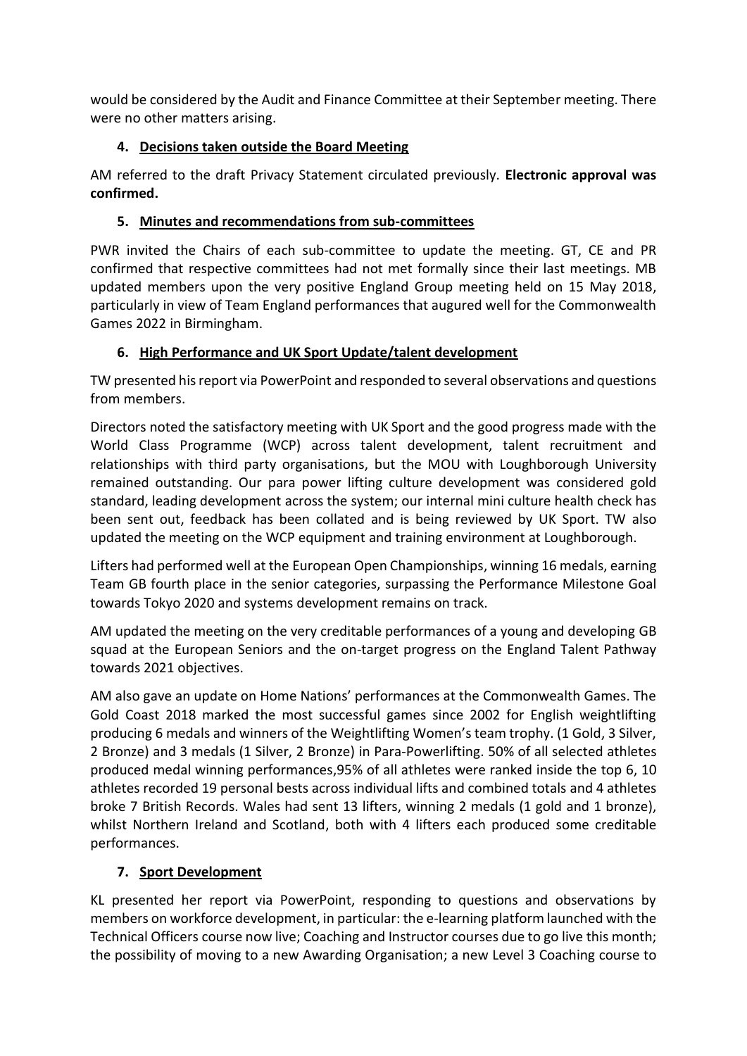would be considered by the Audit and Finance Committee at their September meeting. There were no other matters arising.

4. **Decisions taken outside the Board Meeting**

AM referred to the draft Privacy Statement circulated previously. **Electronic approval was confirmed.**

5. **Minutes and recommendations from sub-committees**

PWR invited the Chairs of each sub-committee to update the meeting. GT, CE and PR confirmed that respective committees had not met formally since their last meetings. MB updated members upon the very positive England Group meeting held on 15 May 2018, particularly in view of Team England performances that augured well for the Commonwealth Games 2022 in Birmingham.

6. **High Performance and UK Sport Update/talent development**

TW presented his report via PowerPoint and responded to several observations and questions from members.

Directors noted the satisfactory meeting with UK Sport and the good progress made with the World Class Programme (WCP) across talent development, talent recruitment and relationships with third party organisations, but the MOU with Loughborough University remained outstanding. Our para power lifting culture development was considered gold standard, leading development across the system; our internal mini culture health check has been sent out, feedback has been collated and is being reviewed by UK Sport. TW also updated the meeting on the WCP equipment and training environment at Loughborough.

Lifters had performed well at the European Open Championships, winning 16 medals, earning Team GB fourth place in the senior categories, surpassing the Performance Milestone Goal towards Tokyo 2020 and systems development remains on track.

AM updated the meeting on the very creditable performances of a young and developing GB squad at the European Seniors and the on-target progress on the England Talent Pathway towards 2021 objectives.

AM also gave an update on Home Nations' performances at the Commonwealth Games. The Gold Coast 2018 marked the most successful games since 2002 for English weightlifting producing 6 medals and winners of the Weightlifting Women's team trophy. (1 Gold, 3 Silver, 2 Bronze) and 3 medals (1 Silver, 2 Bronze) in Para-Powerlifting. 50% of all selected athletes produced medal winning performances,95% of all athletes were ranked inside the top 6, 10 athletes recorded 19 personal bests across individual lifts and combined totals and 4 athletes broke 7 British Records. Wales had sent 13 lifters, winning 2 medals (1 gold and 1 bronze), whilst Northern Ireland and Scotland, both with 4 lifters each produced some creditable performances.

7. **Sport Development**

KL presented her report via PowerPoint, responding to questions and observations by members on workforce development, in particular: the e-learning platform launched with the Technical Officers course now live; Coaching and Instructor courses due to go live this month; the possibility of moving to a new Awarding Organisation; a new Level 3 Coaching course to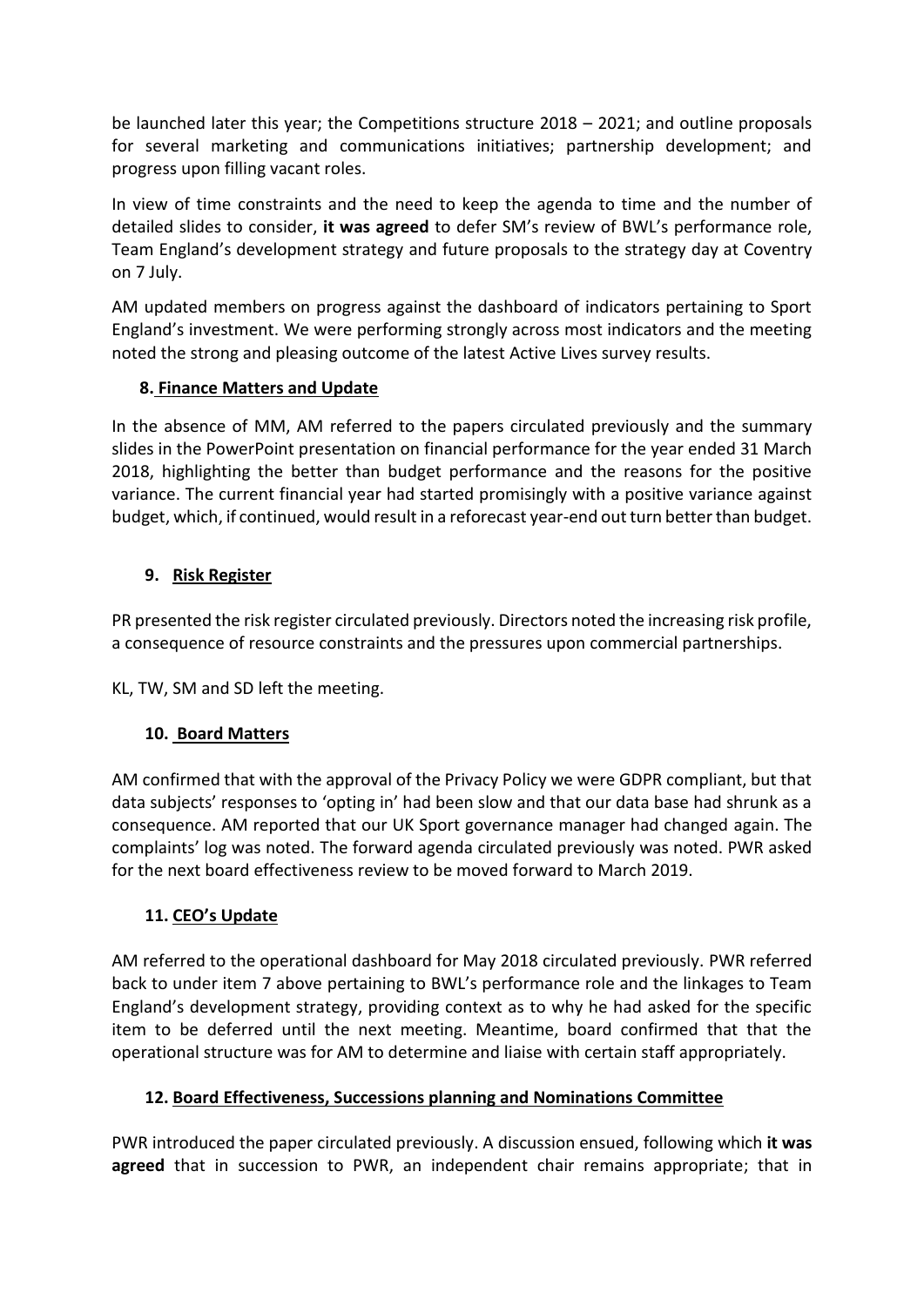be launched later this year; the Competitions structure 2018 – 2021; and outline proposals for several marketing and communications initiatives; partnership development; and progress upon filling vacant roles.

In view of time constraints and the need to keep the agenda to time and the number of detailed slides to consider, **it was agreed** to defer SM's review of BWL's performance role, Team England's development strategy and future proposals to the strategy day at Coventry on 7 July.

AM updated members on progress against the dashboard of indicators pertaining to Sport England's investment. We were performing strongly across most indicators and the meeting noted the strong and pleasing outcome of the latest Active Lives survey results.

## 8. Finance Matters and Update

In the absence of MM, AM referred to the papers circulated previously and the summary slides in the PowerPoint presentation on financial performance for the year ended 31 March 2018, highlighting the better than budget performance and the reasons for the positive variance. The current financial year had started promisingly with a positive variance against budget, which, if continued, would result in a reforecast year-end out turn better than budget.

## 9. Risk Register

PR presented the risk register circulated previously. Directors noted the increasing risk profile, a consequence of resource constraints and the pressures upon commercial partnerships.

KL, TW, SM and SD left the meeting.

## 10. Board Matters

AM confirmed that with the approval of the Privacy Policy we were GDPR compliant, but that data subjects' responses to 'opting in' had been slow and that our data base had shrunk as a consequence. AM reported that our UK Sport governance manager had changed again. The complaints' log was noted. The forward agenda circulated previously was noted. PWR asked for the next board effectiveness review to be moved forward to March 2019.

## 11. CEO's Update

AM referred to the operational dashboard for May 2018 circulated previously. PWR referred back to under item 7 above pertaining to BWL's performance role and the linkages to Team England's development strategy, providing context as to why he had asked for the specific item to be deferred until the next meeting. Meantime, board confirmed that that the operational structure was for AM to determine and liaise with certain staff appropriately.

## 12. Board Effectiveness, Successions planning and Nominations Committee

PWR introduced the paper circulated previously. A discussion ensued, following which **it was agreed** that in succession to PWR, an independent chair remains appropriate; that in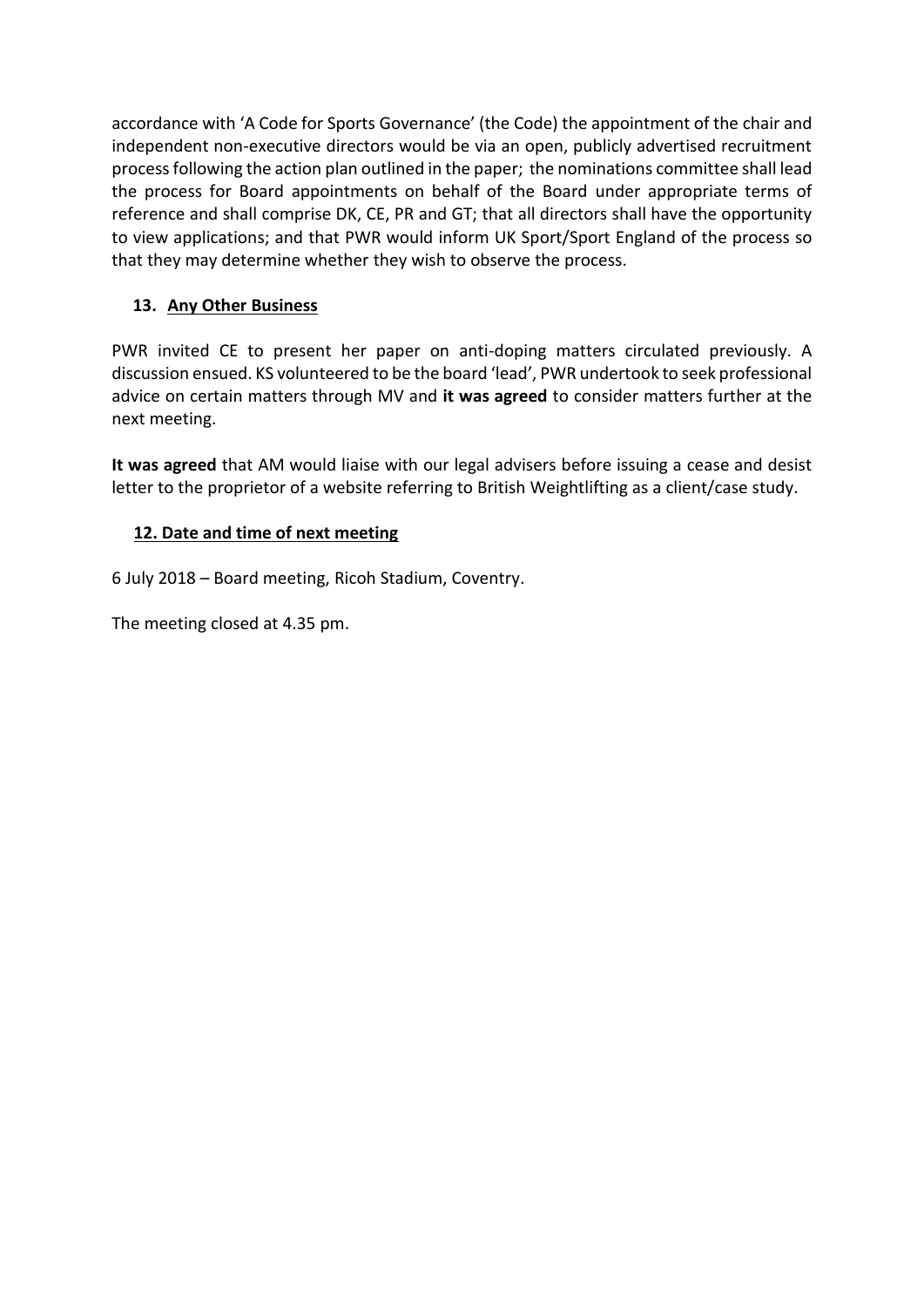accordance with 'A Code for Sports Governance' (the Code) the appointment of the chair and independent non-executive directors would be via an open, publicly advertised recruitment process following the action plan outlined in the paper; the nominations committee shall lead the process for Board appointments on behalf of the Board under appropriate terms of reference and shall comprise DK, CE, PR and GT; that all directors shall have the opportunity to view applications; and that PWR would inform UK Sport/Sport England of the process so that they may determine whether they wish to observe the process.

## 13. Any Other Business

PWR invited CE to present her paper on anti-doping matters circulated previously. A discussion ensued. KS volunteered to be the board 'lead', PWR undertook to seek professional advice on certain matters through MV and **it was agreed** to consider matters further at the next meeting.

**It was agreed** that AM would liaise with our legal advisers before issuing a cease and desist letter to the proprietor of a website referring to British Weightlifting as a client/case study.

## 12. Date and time of next meeting

6 July 2018 – Board meeting, Ricoh Stadium, Coventry.

The meeting closed at 4.35 pm.